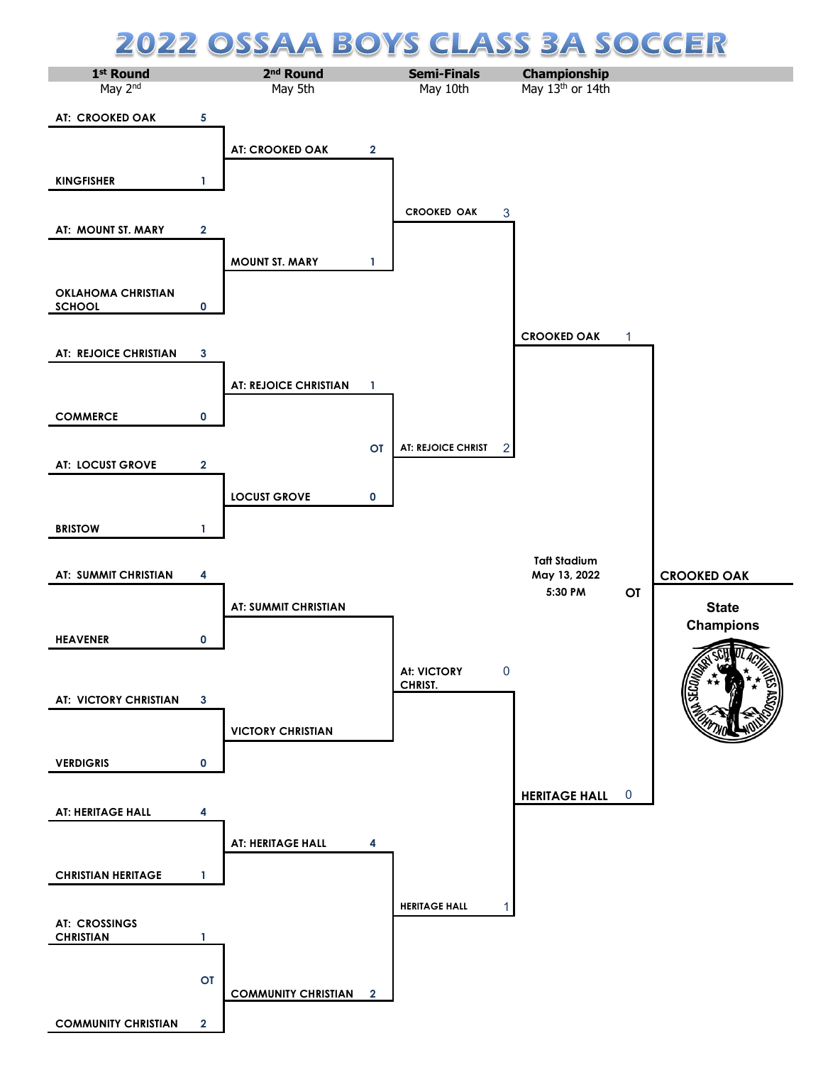# 2022 OSSAA BOYS CLASS 3A SOCCER

| 1st Round | 2nd Round | Semi-Finals | Championship |
|---|---|---|---|
| May 2nd | May 5th | May 10th | May 13th or 14th |

**1st Round (May 2nd)**

- AT: CROOKED OAK 5
- KINGFISHER 1
- AT: MOUNT ST. MARY 2
- OKLAHOMA CHRISTIAN SCHOOL 0
- AT: REJOICE CHRISTIAN 3
- COMMERCE 0
- AT: LOCUST GROVE 2
- BRISTOW 1
- AT: SUMMIT CHRISTIAN 4
- HEAVENER 0
- AT: VICTORY CHRISTIAN 3
- VERDIGRIS 0
- AT: HERITAGE HALL 4
- CHRISTIAN HERITAGE 1
- AT: CROSSINGS CHRISTIAN 1
- OT
- COMMUNITY CHRISTIAN 2

**2nd Round (May 5th)**

- AT: CROOKED OAK 2
- MOUNT ST. MARY 1
- AT: REJOICE CHRISTIAN 1
- OT
- LOCUST GROVE 0
- AT: SUMMIT CHRISTIAN
- VICTORY CHRISTIAN
- AT: HERITAGE HALL 4
- COMMUNITY CHRISTIAN 2

**Semi-Finals (May 10th)**

- CROOKED OAK 3
- AT: REJOICE CHRIST 2
- At: VICTORY CHRIST. 0
- HERITAGE HALL 1

**Championship (May 13th or 14th)**

- CROOKED OAK 1
- HERITAGE HALL 0

Taft Stadium
May 13, 2022
5:30 PM

OT

**CROOKED OAK**

**State Champions**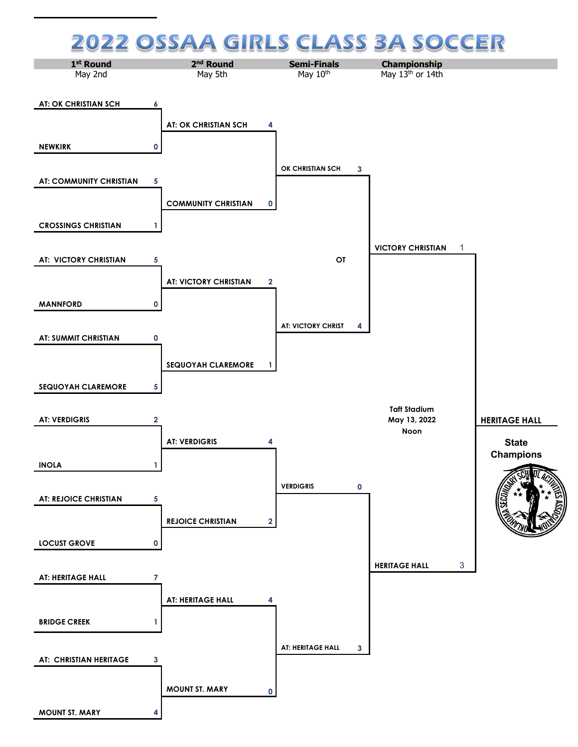# 2022 OSSAA GIRLS CLASS 3A SOCCER

| 1st Round | 2nd Round | Semi-Finals | Championship |
|---|---|---|---|
| May 2nd | May 5th | May 10th | May 13th or 14th |

**1st Round**

AT: OK CHRISTIAN SCH 6
NEWKIRK 0

AT: COMMUNITY CHRISTIAN 5
CROSSINGS CHRISTIAN 1

AT: VICTORY CHRISTIAN 5
MANNFORD 0

AT: SUMMIT CHRISTIAN 0
SEQUOYAH CLAREMORE 5

AT: VERDIGRIS 2
INOLA 1

AT: REJOICE CHRISTIAN 5
LOCUST GROVE 0

AT: HERITAGE HALL 7
BRIDGE CREEK 1

AT: CHRISTIAN HERITAGE 3
MOUNT ST. MARY 4

**2nd Round**

AT: OK CHRISTIAN SCH 4
COMMUNITY CHRISTIAN 0

AT: VICTORY CHRISTIAN 2
SEQUOYAH CLAREMORE 1

AT: VERDIGRIS 4
REJOICE CHRISTIAN 2

AT: HERITAGE HALL 4
MOUNT ST. MARY 0

**Semi-Finals**

OK CHRISTIAN SCH 3
AT: VICTORY CHRIST 4
OT

VERDIGRIS 0
AT: HERITAGE HALL 3

**Championship**

VICTORY CHRISTIAN 1
HERITAGE HALL 3

Taft Stadium
May 13, 2022
Noon

HERITAGE HALL

State Champions